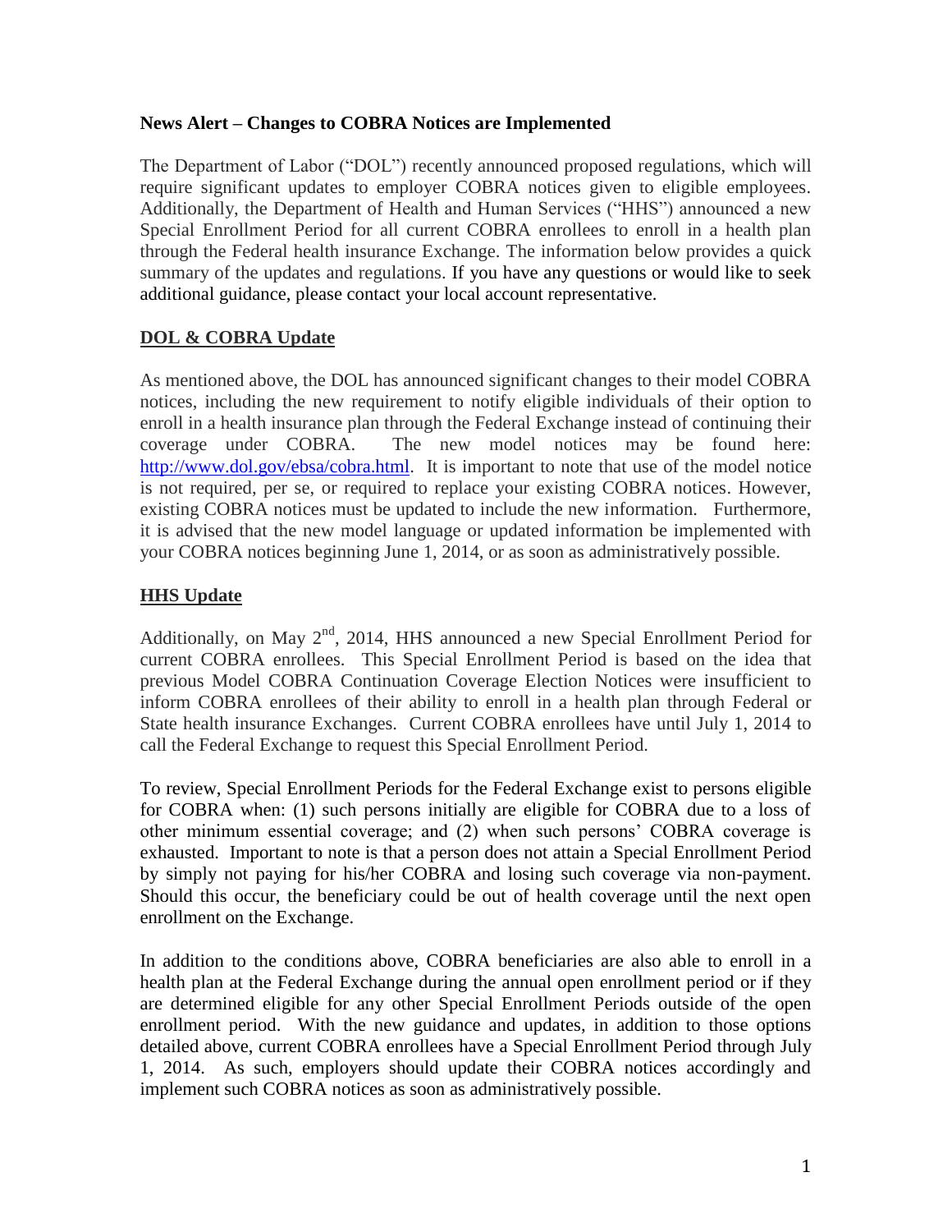**News Alert – Changes to COBRA Notices are Implemented**

The Department of Labor ("DOL") recently announced proposed regulations, which will require significant updates to employer COBRA notices given to eligible employees. Additionally, the Department of Health and Human Services ("HHS") announced a new Special Enrollment Period for all current COBRA enrollees to enroll in a health plan through the Federal health insurance Exchange. The information below provides a quick summary of the updates and regulations. If you have any questions or would like to seek additional guidance, please contact your local account representative.

## DOL & COBRA Update

As mentioned above, the DOL has announced significant changes to their model COBRA notices, including the new requirement to notify eligible individuals of their option to enroll in a health insurance plan through the Federal Exchange instead of continuing their coverage under COBRA. The new model notices may be found here: [http://www.dol.gov/ebsa/cobra.html](http://www.dol.gov/ebsa/cobra.html). It is important to note that use of the model notice is not required, per se, or required to replace your existing COBRA notices. However, existing COBRA notices must be updated to include the new information. Furthermore, it is advised that the new model language or updated information be implemented with your COBRA notices beginning June 1, 2014, or as soon as administratively possible.

## HHS Update

Additionally, on May 2nd, 2014, HHS announced a new Special Enrollment Period for current COBRA enrollees. This Special Enrollment Period is based on the idea that previous Model COBRA Continuation Coverage Election Notices were insufficient to inform COBRA enrollees of their ability to enroll in a health plan through Federal or State health insurance Exchanges. Current COBRA enrollees have until July 1, 2014 to call the Federal Exchange to request this Special Enrollment Period.

To review, Special Enrollment Periods for the Federal Exchange exist to persons eligible for COBRA when: (1) such persons initially are eligible for COBRA due to a loss of other minimum essential coverage; and (2) when such persons' COBRA coverage is exhausted. Important to note is that a person does not attain a Special Enrollment Period by simply not paying for his/her COBRA and losing such coverage via non-payment. Should this occur, the beneficiary could be out of health coverage until the next open enrollment on the Exchange.

In addition to the conditions above, COBRA beneficiaries are also able to enroll in a health plan at the Federal Exchange during the annual open enrollment period or if they are determined eligible for any other Special Enrollment Periods outside of the open enrollment period. With the new guidance and updates, in addition to those options detailed above, current COBRA enrollees have a Special Enrollment Period through July 1, 2014. As such, employers should update their COBRA notices accordingly and implement such COBRA notices as soon as administratively possible.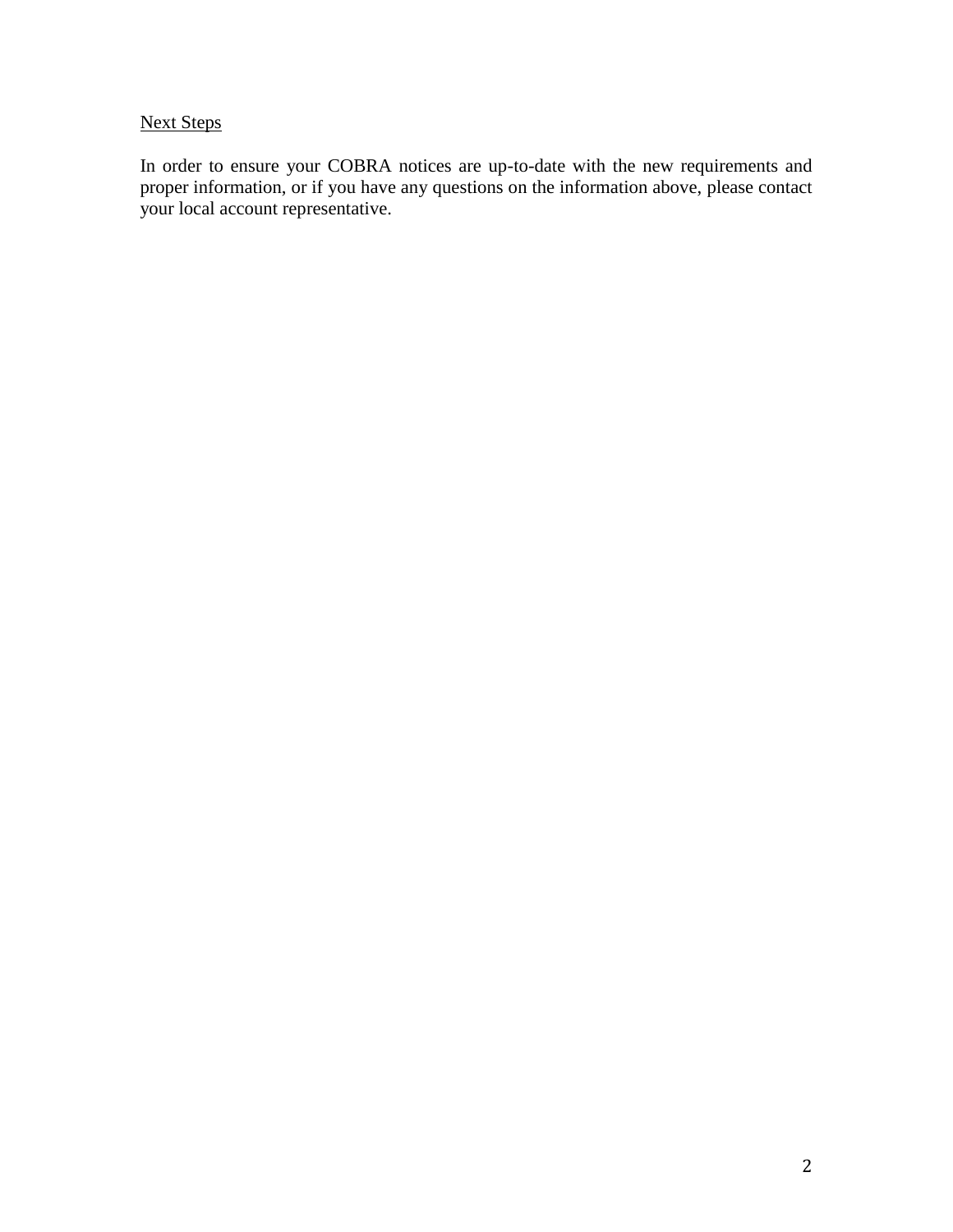<u>Next Steps</u>

In order to ensure your COBRA notices are up-to-date with the new requirements and proper information, or if you have any questions on the information above, please contact your local account representative.